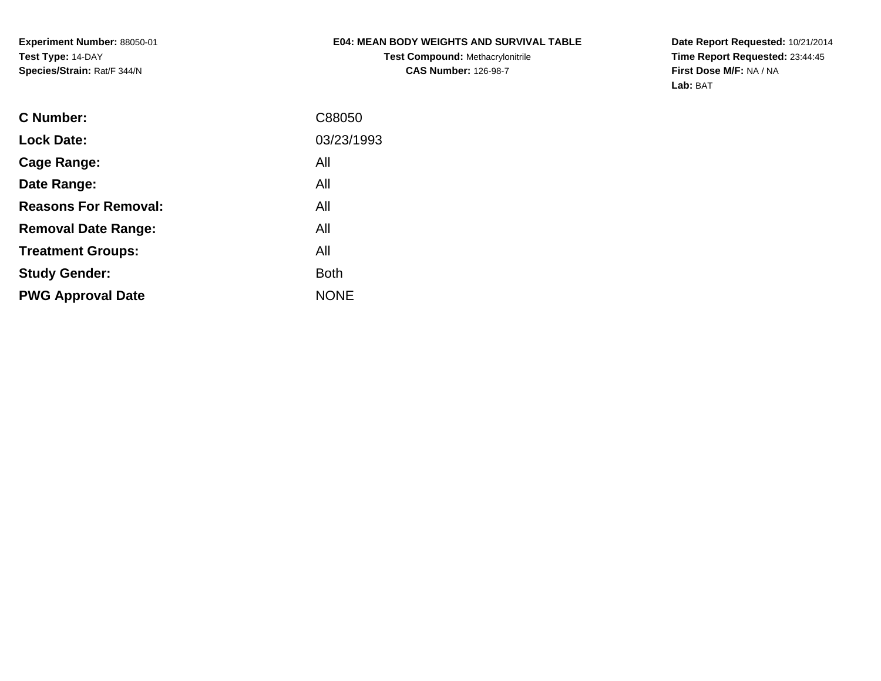**Experiment Number:** 88050-01
**Test Type:** 14-DAY
**Species/Strain:** Rat/F 344/N

**E04: MEAN BODY WEIGHTS AND SURVIVAL TABLE**
**Test Compound:** Methacrylonitrile
**CAS Number:** 126-98-7

**Date Report Requested:** 10/21/2014
**Time Report Requested:** 23:44:45
**First Dose M/F:** NA / NA
**Lab:** BAT

| | |
|---|---|
| **C Number:** | C88050 |
| **Lock Date:** | 03/23/1993 |
| **Cage Range:** | All |
| **Date Range:** | All |
| **Reasons For Removal:** | All |
| **Removal Date Range:** | All |
| **Treatment Groups:** | All |
| **Study Gender:** | Both |
| **PWG Approval Date** | NONE |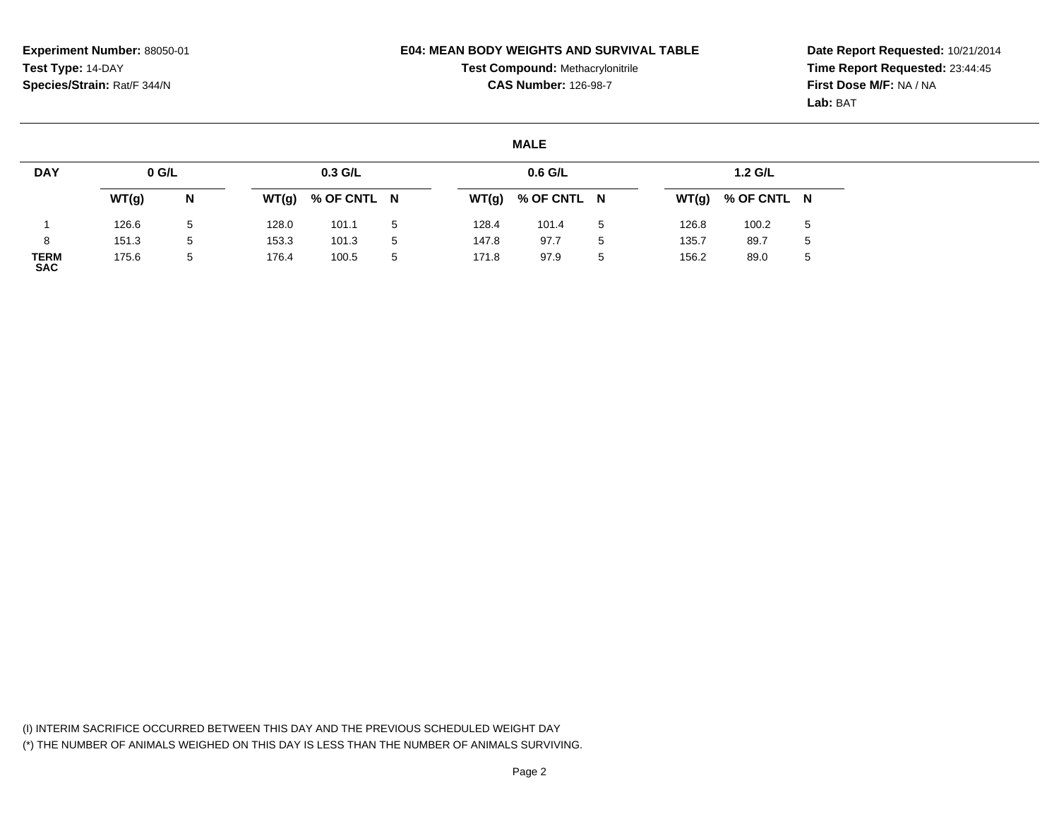**Experiment Number:** 88050-01
**Test Type:** 14-DAY
**Species/Strain:** Rat/F 344/N

**E04: MEAN BODY WEIGHTS AND SURVIVAL TABLE**
**Test Compound:** Methacrylonitrile
**CAS Number:** 126-98-7

**Date Report Requested:** 10/21/2014
**Time Report Requested:** 23:44:45
**First Dose M/F:** NA / NA
**Lab:** BAT

## MALE

| DAY | 0 G/L | | 0.3 G/L | | | 0.6 G/L | | | 1.2 G/L | | |
|---|---|---|---|---|---|---|---|---|---|---|---|
| | WT(g) | N | WT(g) | % OF CNTL | N | WT(g) | % OF CNTL | N | WT(g) | % OF CNTL | N |
| 1 | 126.6 | 5 | 128.0 | 101.1 | 5 | 128.4 | 101.4 | 5 | 126.8 | 100.2 | 5 |
| 8 | 151.3 | 5 | 153.3 | 101.3 | 5 | 147.8 | 97.7 | 5 | 135.7 | 89.7 | 5 |
| TERM SAC | 175.6 | 5 | 176.4 | 100.5 | 5 | 171.8 | 97.9 | 5 | 156.2 | 89.0 | 5 |

(I) INTERIM SACRIFICE OCCURRED BETWEEN THIS DAY AND THE PREVIOUS SCHEDULED WEIGHT DAY
(*) THE NUMBER OF ANIMALS WEIGHED ON THIS DAY IS LESS THAN THE NUMBER OF ANIMALS SURVIVING.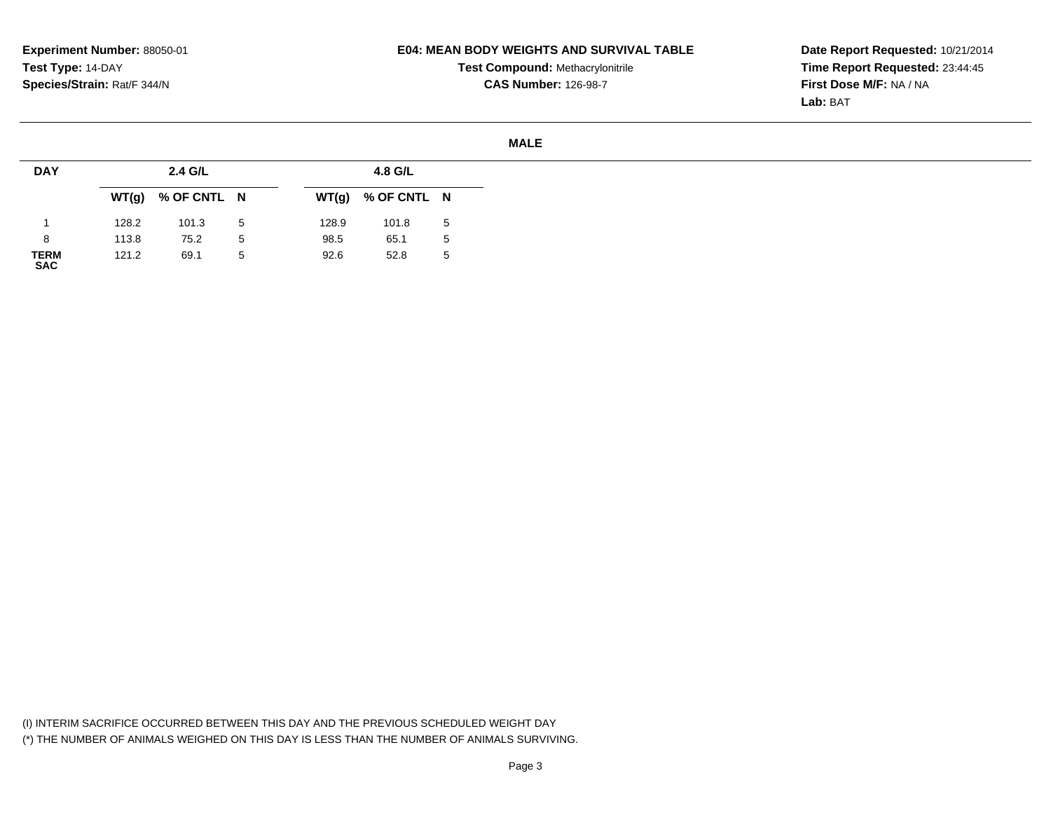**Experiment Number:** 88050-01
**Test Type:** 14-DAY
**Species/Strain:** Rat/F 344/N

**E04: MEAN BODY WEIGHTS AND SURVIVAL TABLE**
**Test Compound:** Methacrylonitrile
**CAS Number:** 126-98-7

**Date Report Requested:** 10/21/2014
**Time Report Requested:** 23:44:45
**First Dose M/F:** NA / NA
**Lab:** BAT

**MALE**

| DAY | 2.4 G/L | | | 4.8 G/L | | |
|---|---|---|---|---|---|---|
| | WT(g) | % OF CNTL | N | WT(g) | % OF CNTL | N |
| 1 | 128.2 | 101.3 | 5 | 128.9 | 101.8 | 5 |
| 8 | 113.8 | 75.2 | 5 | 98.5 | 65.1 | 5 |
| TERM SAC | 121.2 | 69.1 | 5 | 92.6 | 52.8 | 5 |

(I) INTERIM SACRIFICE OCCURRED BETWEEN THIS DAY AND THE PREVIOUS SCHEDULED WEIGHT DAY
(*) THE NUMBER OF ANIMALS WEIGHED ON THIS DAY IS LESS THAN THE NUMBER OF ANIMALS SURVIVING.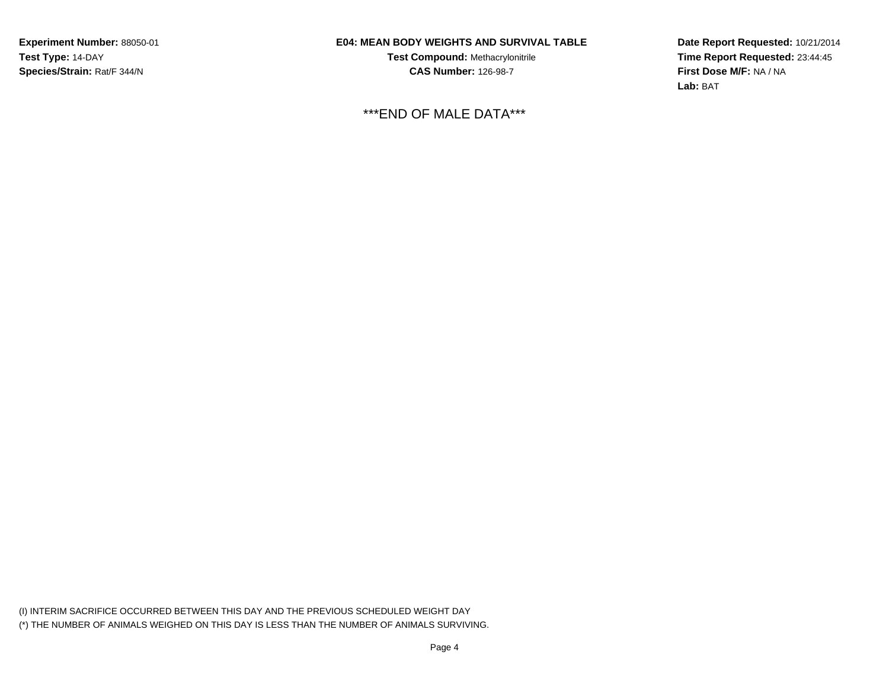**Experiment Number:** 88050-01
**Test Type:** 14-DAY
**Species/Strain:** Rat/F 344/N

**E04: MEAN BODY WEIGHTS AND SURVIVAL TABLE**
**Test Compound:** Methacrylonitrile
**CAS Number:** 126-98-7

**Date Report Requested:** 10/21/2014
**Time Report Requested:** 23:44:45
**First Dose M/F:** NA / NA
**Lab:** BAT

***END OF MALE DATA***

(I) INTERIM SACRIFICE OCCURRED BETWEEN THIS DAY AND THE PREVIOUS SCHEDULED WEIGHT DAY
(*) THE NUMBER OF ANIMALS WEIGHED ON THIS DAY IS LESS THAN THE NUMBER OF ANIMALS SURVIVING.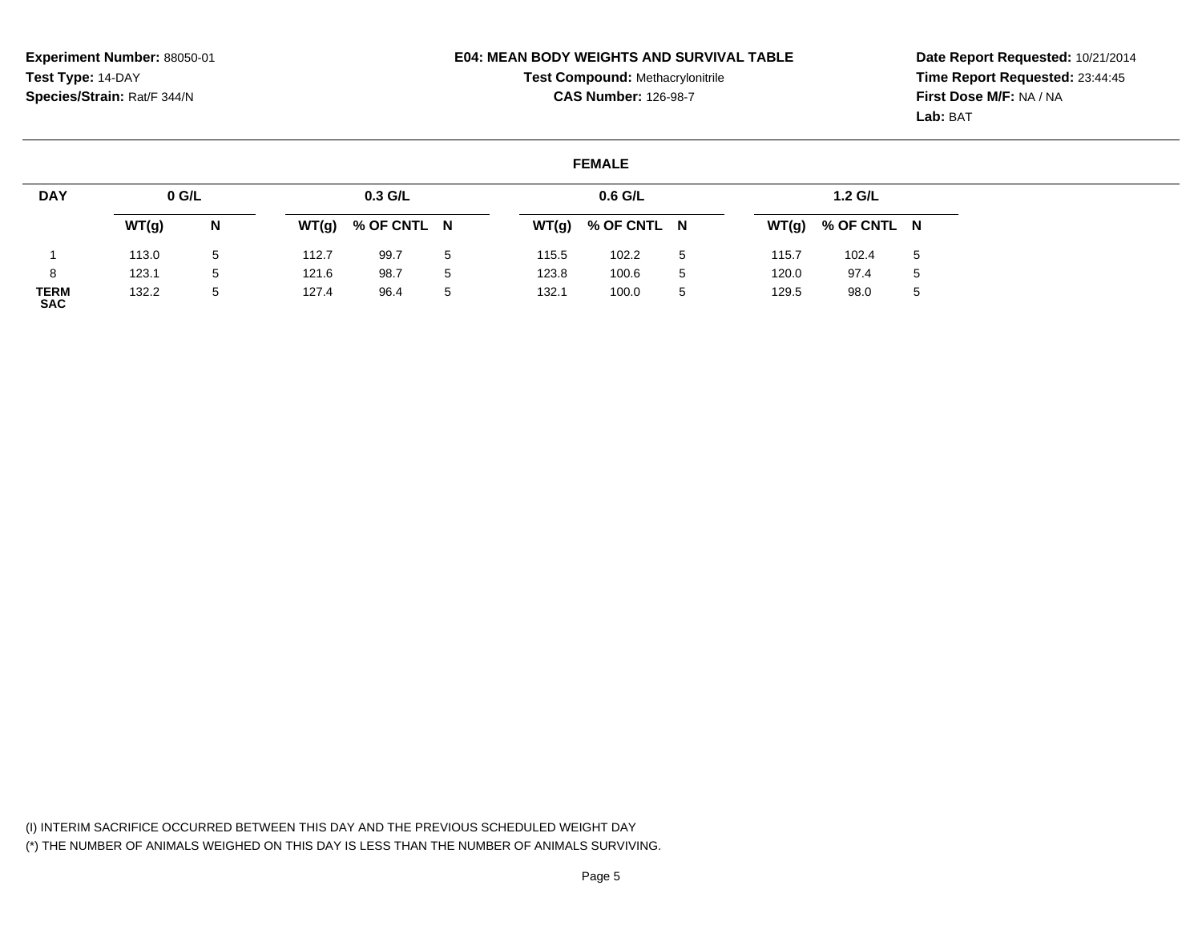**Experiment Number:** 88050-01
**Test Type:** 14-DAY
**Species/Strain:** Rat/F 344/N

**E04: MEAN BODY WEIGHTS AND SURVIVAL TABLE**
**Test Compound:** Methacrylonitrile
**CAS Number:** 126-98-7

**Date Report Requested:** 10/21/2014
**Time Report Requested:** 23:44:45
**First Dose M/F:** NA / NA
**Lab:** BAT

**FEMALE**

| DAY | 0 G/L | | 0.3 G/L | | | 0.6 G/L | | | 1.2 G/L | | |
|---|---|---|---|---|---|---|---|---|---|---|---|
| | WT(g) | N | WT(g) | % OF CNTL | N | WT(g) | % OF CNTL | N | WT(g) | % OF CNTL | N |
| 1 | 113.0 | 5 | 112.7 | 99.7 | 5 | 115.5 | 102.2 | 5 | 115.7 | 102.4 | 5 |
| 8 | 123.1 | 5 | 121.6 | 98.7 | 5 | 123.8 | 100.6 | 5 | 120.0 | 97.4 | 5 |
| TERM SAC | 132.2 | 5 | 127.4 | 96.4 | 5 | 132.1 | 100.0 | 5 | 129.5 | 98.0 | 5 |

(I) INTERIM SACRIFICE OCCURRED BETWEEN THIS DAY AND THE PREVIOUS SCHEDULED WEIGHT DAY
(*) THE NUMBER OF ANIMALS WEIGHED ON THIS DAY IS LESS THAN THE NUMBER OF ANIMALS SURVIVING.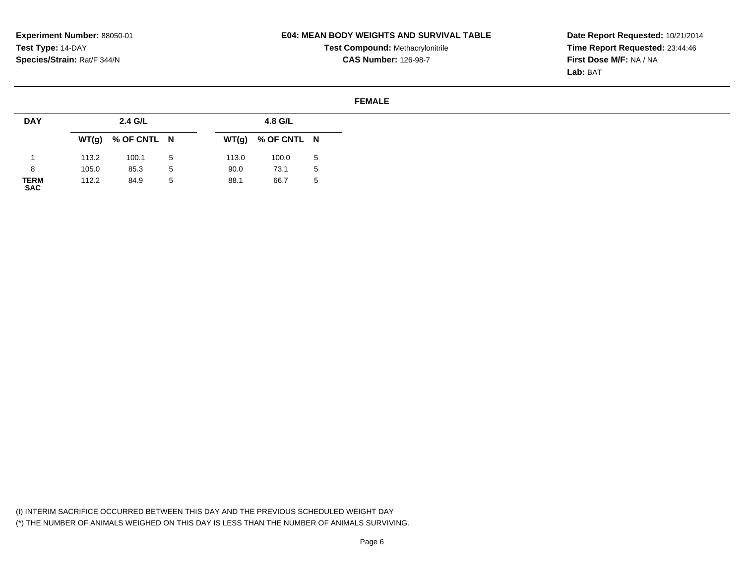**Experiment Number:** 88050-01
**Test Type:** 14-DAY
**Species/Strain:** Rat/F 344/N

**E04: MEAN BODY WEIGHTS AND SURVIVAL TABLE**
**Test Compound:** Methacrylonitrile
**CAS Number:** 126-98-7

**Date Report Requested:** 10/21/2014
**Time Report Requested:** 23:44:46
**First Dose M/F:** NA / NA
**Lab:** BAT

**FEMALE**

| DAY | 2.4 G/L | | | 4.8 G/L | | |
|---|---|---|---|---|---|---|
| | WT(g) | % OF CNTL | N | WT(g) | % OF CNTL | N |
| 1 | 113.2 | 100.1 | 5 | 113.0 | 100.0 | 5 |
| 8 | 105.0 | 85.3 | 5 | 90.0 | 73.1 | 5 |
| TERM SAC | 112.2 | 84.9 | 5 | 88.1 | 66.7 | 5 |

(I) INTERIM SACRIFICE OCCURRED BETWEEN THIS DAY AND THE PREVIOUS SCHEDULED WEIGHT DAY
(*) THE NUMBER OF ANIMALS WEIGHED ON THIS DAY IS LESS THAN THE NUMBER OF ANIMALS SURVIVING.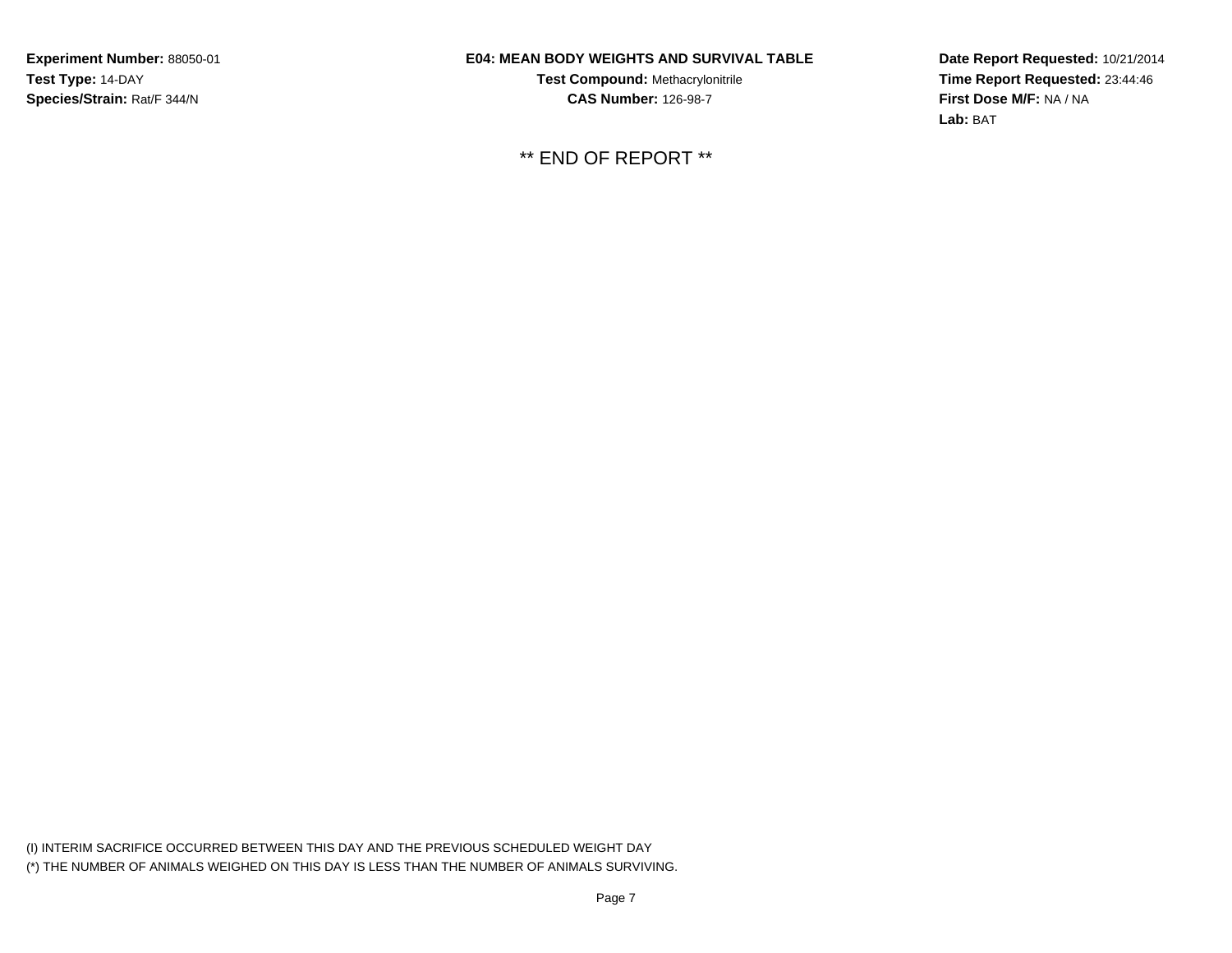**Experiment Number:** 88050-01
**Test Type:** 14-DAY
**Species/Strain:** Rat/F 344/N

**E04: MEAN BODY WEIGHTS AND SURVIVAL TABLE**
**Test Compound:** Methacrylonitrile
**CAS Number:** 126-98-7

**Date Report Requested:** 10/21/2014
**Time Report Requested:** 23:44:46
**First Dose M/F:** NA / NA
**Lab:** BAT

** END OF REPORT **

(I) INTERIM SACRIFICE OCCURRED BETWEEN THIS DAY AND THE PREVIOUS SCHEDULED WEIGHT DAY
(*) THE NUMBER OF ANIMALS WEIGHED ON THIS DAY IS LESS THAN THE NUMBER OF ANIMALS SURVIVING.